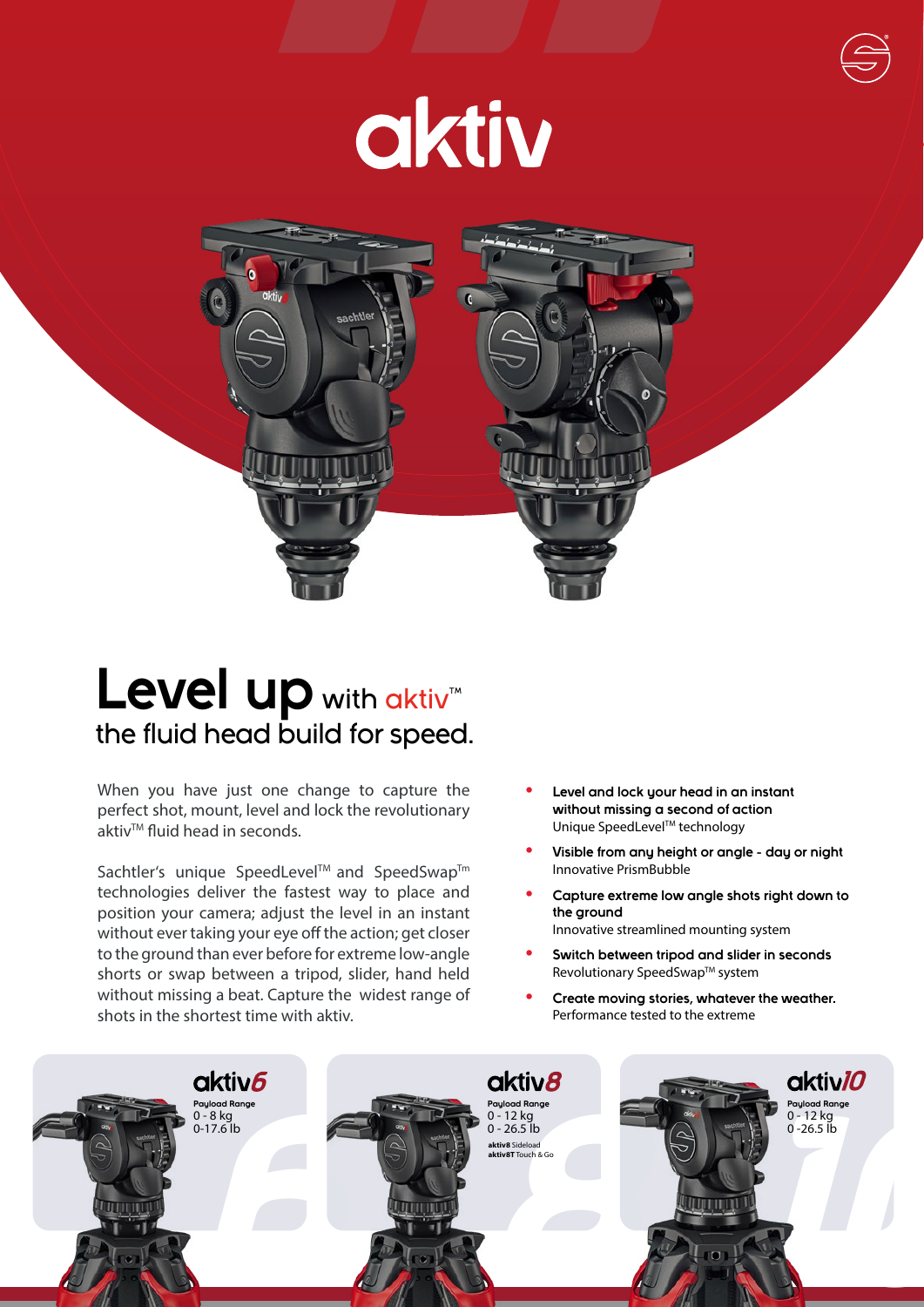# aktiv

## Level up with aktiv™
## the fluid head build for speed.

When you have just one change to capture the perfect shot, mount, level and lock the revolutionary aktiv™ fluid head in seconds.

Sachtler's unique SpeedLevel™ and SpeedSwap™ technologies deliver the fastest way to place and position your camera; adjust the level in an instant without ever taking your eye off the action; get closer to the ground than ever before for extreme low-angle shorts or swap between a tripod, slider, hand held without missing a beat. Capture the widest range of shots in the shortest time with aktiv.

- **Level and lock your head in an instant without missing a second of action**
  Unique SpeedLevel™ technology
- **Visible from any height or angle - day or night**
  Innovative PrismBubble
- **Capture extreme low angle shots right down to the ground**
  Innovative streamlined mounting system
- **Switch between tripod and slider in seconds**
  Revolutionary SpeedSwap™ system
- **Create moving stories, whatever the weather.**
  Performance tested to the extreme

### aktiv6
**Payload Range**
0 - 8 kg
0-17.6 lb

### aktiv8
**Payload Range**
0 - 12 kg
0 - 26.5 lb

**aktiv8** Sideload
**aktiv8T** Touch & Go

### aktiv10
**Payload Range**
0 - 12 kg
0 -26.5 lb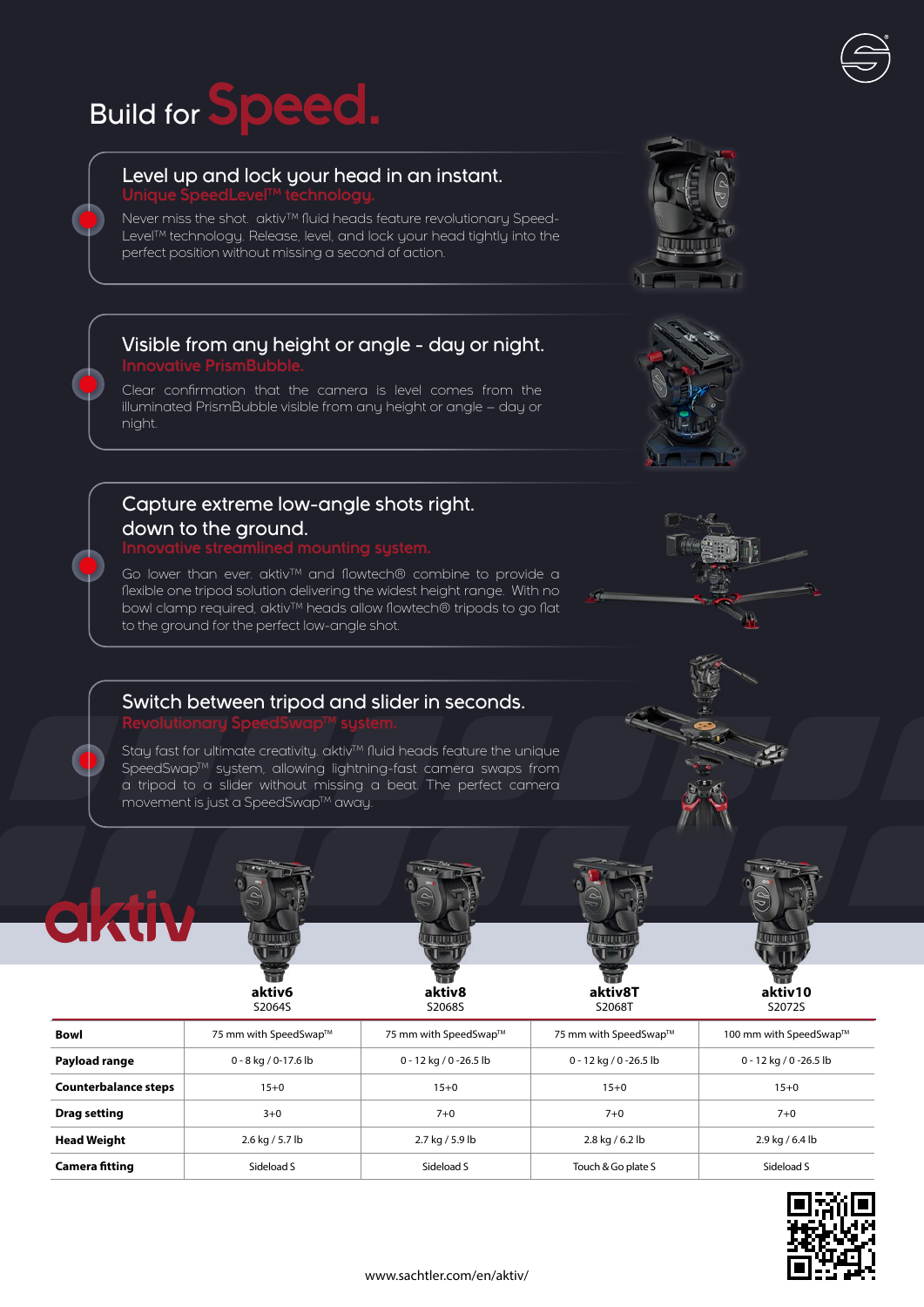# Build for Speed.

## Level up and lock your head in an instant.

**Unique SpeedLevel™ technology.**

Never miss the shot. aktiv™ fluid heads feature revolutionary SpeedLevel™ technology. Release, level, and lock your head tightly into the perfect position without missing a second of action.

## Visible from any height or angle - day or night.

**Innovative PrismBubble.**

Clear confirmation that the camera is level comes from the illuminated PrismBubble visible from any height or angle – day or night.

## Capture extreme low-angle shots right down to the ground.

**Innovative streamlined mounting system.**

Go lower than ever. aktiv™ and flowtech® combine to provide a flexible one tripod solution delivering the widest height range. With no bowl clamp required, aktiv™ heads allow flowtech® tripods to go flat to the ground for the perfect low-angle shot.

## Switch between tripod and slider in seconds.

**Revolutionary SpeedSwap™ system.**

Stay fast for ultimate creativity. aktiv™ fluid heads feature the unique SpeedSwap™ system, allowing lightning-fast camera swaps from a tripod to a slider without missing a beat. The perfect camera movement is just a SpeedSwap™ away.

# aktiv

| | aktiv6 S2064S | aktiv8 S2068S | aktiv8T S2068T | aktiv10 S2072S |
|---|---|---|---|---|
| **Bowl** | 75 mm with SpeedSwap™ | 75 mm with SpeedSwap™ | 75 mm with SpeedSwap™ | 100 mm with SpeedSwap™ |
| **Payload range** | 0 - 8 kg / 0-17.6 lb | 0 - 12 kg / 0 -26.5 lb | 0 - 12 kg / 0 -26.5 lb | 0 - 12 kg / 0 -26.5 lb |
| **Counterbalance steps** | 15+0 | 15+0 | 15+0 | 15+0 |
| **Drag setting** | 3+0 | 7+0 | 7+0 | 7+0 |
| **Head Weight** | 2.6 kg / 5.7 lb | 2.7 kg / 5.9 lb | 2.8 kg / 6.2 lb | 2.9 kg / 6.4 lb |
| **Camera fitting** | Sideload S | Sideload S | Touch & Go plate S | Sideload S |

www.sachtler.com/en/aktiv/